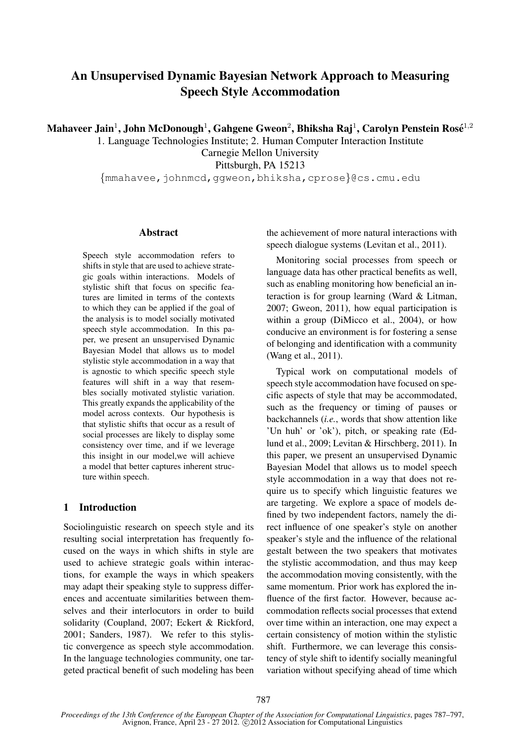# An Unsupervised Dynamic Bayesian Network Approach to Measuring Speech Style Accommodation

**Mahaveer Jain[1], John McDonough[1], Gahgene Gweon[2], Bhiksha Raj[1], Carolyn Penstein Rosé[1,2]**

1. Language Technologies Institute; 2. Human Computer Interaction Institute
Carnegie Mellon University
Pittsburgh, PA 15213
{mmahavee,johnmcd,ggweon,bhiksha,cprose}@cs.cmu.edu

## Abstract

Speech style accommodation refers to shifts in style that are used to achieve strategic goals within interactions. Models of stylistic shift that focus on specific features are limited in terms of the contexts to which they can be applied if the goal of the analysis is to model socially motivated speech style accommodation. In this paper, we present an unsupervised Dynamic Bayesian Model that allows us to model stylistic style accommodation in a way that is agnostic to which specific speech style features will shift in a way that resembles socially motivated stylistic variation. This greatly expands the applicability of the model across contexts. Our hypothesis is that stylistic shifts that occur as a result of social processes are likely to display some consistency over time, and if we leverage this insight in our model,we will achieve a model that better captures inherent structure within speech.

## 1 Introduction

Sociolinguistic research on speech style and its resulting social interpretation has frequently focused on the ways in which shifts in style are used to achieve strategic goals within interactions, for example the ways in which speakers may adapt their speaking style to suppress differences and accentuate similarities between themselves and their interlocutors in order to build solidarity (Coupland, 2007; Eckert & Rickford, 2001; Sanders, 1987). We refer to this stylistic convergence as speech style accommodation. In the language technologies community, one targeted practical benefit of such modeling has been the achievement of more natural interactions with speech dialogue systems (Levitan et al., 2011).

Monitoring social processes from speech or language data has other practical benefits as well, such as enabling monitoring how beneficial an interaction is for group learning (Ward & Litman, 2007; Gweon, 2011), how equal participation is within a group (DiMicco et al., 2004), or how conducive an environment is for fostering a sense of belonging and identification with a community (Wang et al., 2011).

Typical work on computational models of speech style accommodation have focused on specific aspects of style that may be accommodated, such as the frequency or timing of pauses or backchannels (*i.e.*, words that show attention like 'Un huh' or 'ok'), pitch, or speaking rate (Edlund et al., 2009; Levitan & Hirschberg, 2011). In this paper, we present an unsupervised Dynamic Bayesian Model that allows us to model speech style accommodation in a way that does not require us to specify which linguistic features we are targeting. We explore a space of models defined by two independent factors, namely the direct influence of one speaker's style on another speaker's style and the influence of the relational gestalt between the two speakers that motivates the stylistic accommodation, and thus may keep the accommodation moving consistently, with the same momentum. Prior work has explored the influence of the first factor. However, because accommodation reflects social processes that extend over time within an interaction, one may expect a certain consistency of motion within the stylistic shift. Furthermore, we can leverage this consistency of style shift to identify socially meaningful variation without specifying ahead of time which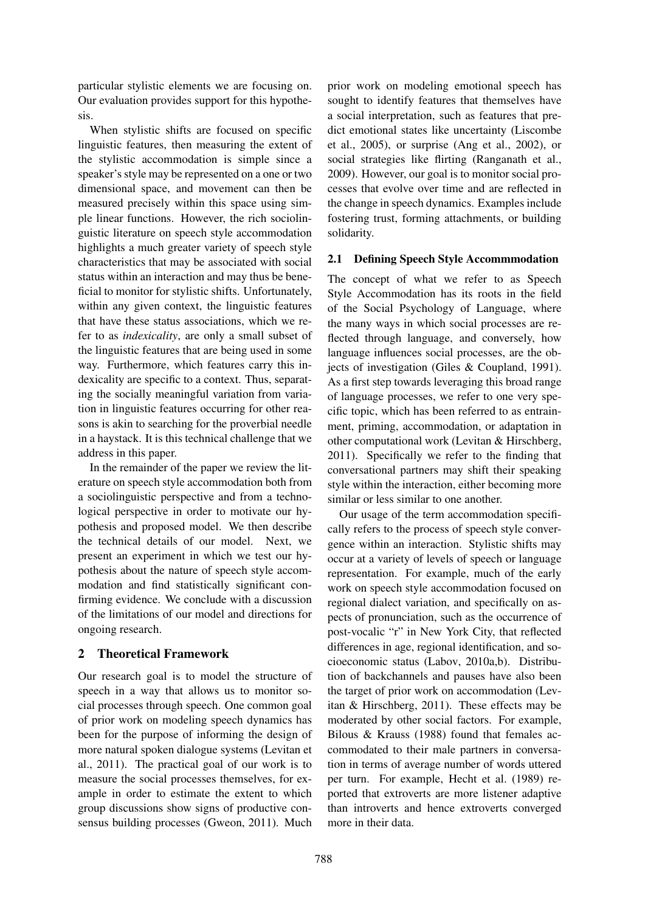particular stylistic elements we are focusing on. Our evaluation provides support for this hypothesis.

When stylistic shifts are focused on specific linguistic features, then measuring the extent of the stylistic accommodation is simple since a speaker's style may be represented on a one or two dimensional space, and movement can then be measured precisely within this space using simple linear functions. However, the rich sociolinguistic literature on speech style accommodation highlights a much greater variety of speech style characteristics that may be associated with social status within an interaction and may thus be beneficial to monitor for stylistic shifts. Unfortunately, within any given context, the linguistic features that have these status associations, which we refer to as *indexicality*, are only a small subset of the linguistic features that are being used in some way. Furthermore, which features carry this indexicality are specific to a context. Thus, separating the socially meaningful variation from variation in linguistic features occurring for other reasons is akin to searching for the proverbial needle in a haystack. It is this technical challenge that we address in this paper.

In the remainder of the paper we review the literature on speech style accommodation both from a sociolinguistic perspective and from a technological perspective in order to motivate our hypothesis and proposed model. We then describe the technical details of our model. Next, we present an experiment in which we test our hypothesis about the nature of speech style accommodation and find statistically significant confirming evidence. We conclude with a discussion of the limitations of our model and directions for ongoing research.

## 2 Theoretical Framework

Our research goal is to model the structure of speech in a way that allows us to monitor social processes through speech. One common goal of prior work on modeling speech dynamics has been for the purpose of informing the design of more natural spoken dialogue systems (Levitan et al., 2011). The practical goal of our work is to measure the social processes themselves, for example in order to estimate the extent to which group discussions show signs of productive consensus building processes (Gweon, 2011). Much prior work on modeling emotional speech has sought to identify features that themselves have a social interpretation, such as features that predict emotional states like uncertainty (Liscombe et al., 2005), or surprise (Ang et al., 2002), or social strategies like flirting (Ranganath et al., 2009). However, our goal is to monitor social processes that evolve over time and are reflected in the change in speech dynamics. Examples include fostering trust, forming attachments, or building solidarity.

### 2.1 Defining Speech Style Accommmodation

The concept of what we refer to as Speech Style Accommodation has its roots in the field of the Social Psychology of Language, where the many ways in which social processes are reflected through language, and conversely, how language influences social processes, are the objects of investigation (Giles & Coupland, 1991). As a first step towards leveraging this broad range of language processes, we refer to one very specific topic, which has been referred to as entrainment, priming, accommodation, or adaptation in other computational work (Levitan & Hirschberg, 2011). Specifically we refer to the finding that conversational partners may shift their speaking style within the interaction, either becoming more similar or less similar to one another.

Our usage of the term accommodation specifically refers to the process of speech style convergence within an interaction. Stylistic shifts may occur at a variety of levels of speech or language representation. For example, much of the early work on speech style accommodation focused on regional dialect variation, and specifically on aspects of pronunciation, such as the occurrence of post-vocalic "r" in New York City, that reflected differences in age, regional identification, and socioeconomic status (Labov, 2010a,b). Distribution of backchannels and pauses have also been the target of prior work on accommodation (Levitan & Hirschberg, 2011). These effects may be moderated by other social factors. For example, Bilous & Krauss (1988) found that females accommodated to their male partners in conversation in terms of average number of words uttered per turn. For example, Hecht et al. (1989) reported that extroverts are more listener adaptive than introverts and hence extroverts converged more in their data.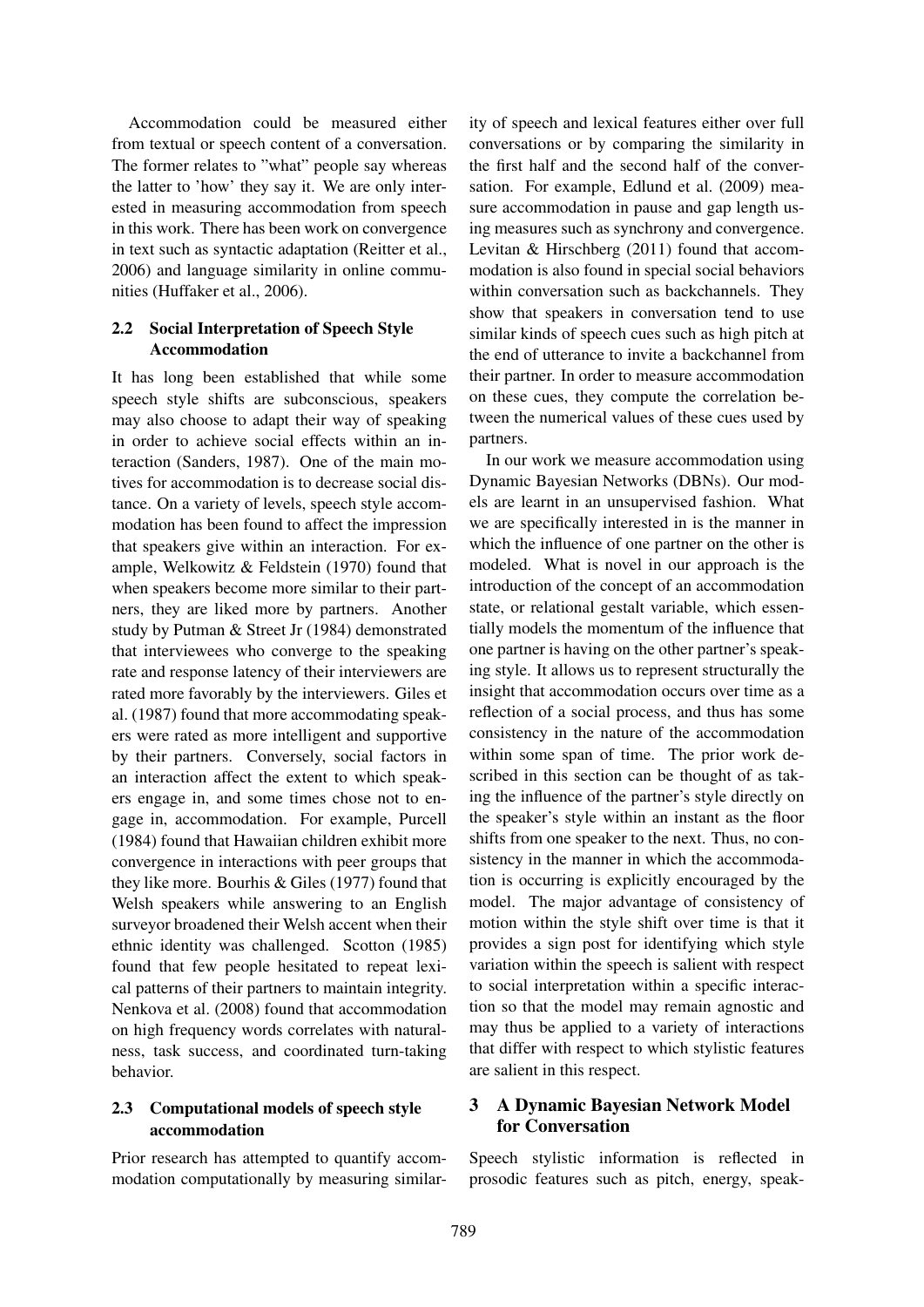Accommodation could be measured either from textual or speech content of a conversation. The former relates to "what" people say whereas the latter to 'how' they say it. We are only interested in measuring accommodation from speech in this work. There has been work on convergence in text such as syntactic adaptation (Reitter et al., 2006) and language similarity in online communities (Huffaker et al., 2006).

### 2.2 Social Interpretation of Speech Style Accommodation

It has long been established that while some speech style shifts are subconscious, speakers may also choose to adapt their way of speaking in order to achieve social effects within an interaction (Sanders, 1987). One of the main motives for accommodation is to decrease social distance. On a variety of levels, speech style accommodation has been found to affect the impression that speakers give within an interaction. For example, Welkowitz & Feldstein (1970) found that when speakers become more similar to their partners, they are liked more by partners. Another study by Putman & Street Jr (1984) demonstrated that interviewees who converge to the speaking rate and response latency of their interviewers are rated more favorably by the interviewers. Giles et al. (1987) found that more accommodating speakers were rated as more intelligent and supportive by their partners. Conversely, social factors in an interaction affect the extent to which speakers engage in, and some times chose not to engage in, accommodation. For example, Purcell (1984) found that Hawaiian children exhibit more convergence in interactions with peer groups that they like more. Bourhis & Giles (1977) found that Welsh speakers while answering to an English surveyor broadened their Welsh accent when their ethnic identity was challenged. Scotton (1985) found that few people hesitated to repeat lexical patterns of their partners to maintain integrity. Nenkova et al. (2008) found that accommodation on high frequency words correlates with naturalness, task success, and coordinated turn-taking behavior.

### 2.3 Computational models of speech style accommodation

Prior research has attempted to quantify accommodation computationally by measuring similarity of speech and lexical features either over full conversations or by comparing the similarity in the first half and the second half of the conversation. For example, Edlund et al. (2009) measure accommodation in pause and gap length using measures such as synchrony and convergence. Levitan & Hirschberg (2011) found that accommodation is also found in special social behaviors within conversation such as backchannels. They show that speakers in conversation tend to use similar kinds of speech cues such as high pitch at the end of utterance to invite a backchannel from their partner. In order to measure accommodation on these cues, they compute the correlation between the numerical values of these cues used by partners.

In our work we measure accommodation using Dynamic Bayesian Networks (DBNs). Our models are learnt in an unsupervised fashion. What we are specifically interested in is the manner in which the influence of one partner on the other is modeled. What is novel in our approach is the introduction of the concept of an accommodation state, or relational gestalt variable, which essentially models the momentum of the influence that one partner is having on the other partner's speaking style. It allows us to represent structurally the insight that accommodation occurs over time as a reflection of a social process, and thus has some consistency in the nature of the accommodation within some span of time. The prior work described in this section can be thought of as taking the influence of the partner's style directly on the speaker's style within an instant as the floor shifts from one speaker to the next. Thus, no consistency in the manner in which the accommodation is occurring is explicitly encouraged by the model. The major advantage of consistency of motion within the style shift over time is that it provides a sign post for identifying which style variation within the speech is salient with respect to social interpretation within a specific interaction so that the model may remain agnostic and may thus be applied to a variety of interactions that differ with respect to which stylistic features are salient in this respect.

## 3 A Dynamic Bayesian Network Model for Conversation

Speech stylistic information is reflected in prosodic features such as pitch, energy, speak-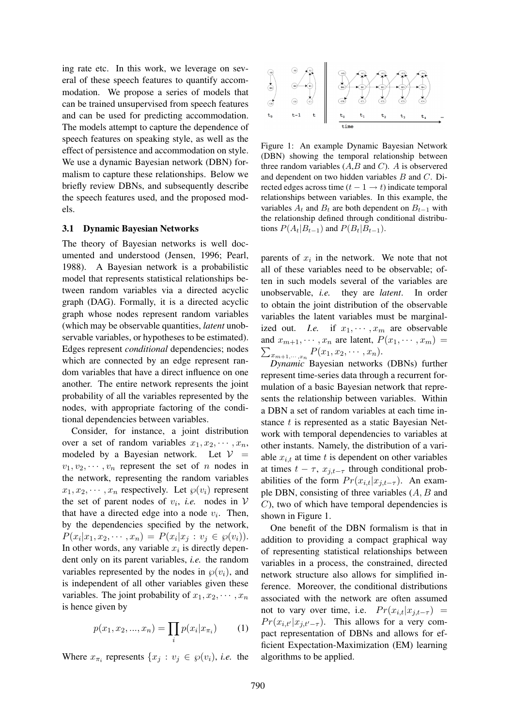ing rate etc. In this work, we leverage on several of these speech features to quantify accommodation. We propose a series of models that can be trained unsupervised from speech features and can be used for predicting accommodation. The models attempt to capture the dependence of speech features on speaking style, as well as the effect of persistence and accommodation on style. We use a dynamic Bayesian network (DBN) formalism to capture these relationships. Below we briefly review DBNs, and subsequently describe the speech features used, and the proposed models.

### 3.1 Dynamic Bayesian Networks

The theory of Bayesian networks is well documented and understood (Jensen, 1996; Pearl, 1988). A Bayesian network is a probabilistic model that represents statistical relationships between random variables via a directed acyclic graph (DAG). Formally, it is a directed acyclic graph whose nodes represent random variables (which may be observable quantities, *latent* unobservable variables, or hypotheses to be estimated). Edges represent *conditional* dependencies; nodes which are connected by an edge represent random variables that have a direct influence on one another. The entire network represents the joint probability of all the variables represented by the nodes, with appropriate factoring of the conditional dependencies between variables.

Consider, for instance, a joint distribution over a set of random variables $x_1, x_2, \cdots, x_n$, modeled by a Bayesian network. Let $\mathcal{V} = v_1, v_2, \cdots, v_n$ represent the set of $n$ nodes in the network, representing the random variables $x_1, x_2, \cdots, x_n$ respectively. Let $\wp(v_i)$ represent the set of parent nodes of $v_i$, *i.e.* nodes in $\mathcal{V}$ that have a directed edge into a node $v_i$. Then, by the dependencies specified by the network, $P(x_i|x_1, x_2, \cdots, x_n) = P(x_i|x_j : v_j \in \wp(v_i))$. In other words, any variable $x_i$ is directly dependent only on its parent variables, *i.e.* the random variables represented by the nodes in $\wp(v_i)$, and is independent of all other variables given these variables. The joint probability of $x_1, x_2, \cdots, x_n$ is hence given by

$$p(x_1, x_2, ..., x_n) = \prod_i p(x_i|x_{\pi_i}) \qquad (1)$$

Where $x_{\pi_i}$ represents $\{x_j : v_j \in \wp(v_i)$, *i.e.* the parents of $x_i$ in the network. We note that not all of these variables need to be observable; often in such models several of the variables are unobservable, *i.e.* they are *latent*. In order to obtain the joint distribution of the observable variables the latent variables must be marginalized out. *I.e.* if $x_1, \cdots, x_m$ are observable and $x_{m+1}, \cdots, x_n$ are latent, $P(x_1, \cdots, x_m) = \sum_{x_{m+1},\cdots,x_n} P(x_1, x_2, \cdots, x_n)$.

Figure 1: An example Dynamic Bayesian Network (DBN) showing the temporal relationship between three random variables ($A$,$B$ and $C$). $A$ is observered and dependent on two hidden variables $B$ and $C$. Directed edges across time ($t-1 \rightarrow t$) indicate temporal relationships between variables. In this example, the variables $A_t$ and $B_t$ are both dependent on $B_{t-1}$ with the relationship defined through conditional distributions $P(A_t|B_{t-1})$ and $P(B_t|B_{t-1})$.

*Dynamic* Bayesian networks (DBNs) further represent time-series data through a recurrent formulation of a basic Bayesian network that represents the relationship between variables. Within a DBN a set of random variables at each time instance $t$ is represented as a static Bayesian Network with temporal dependencies to variables at other instants. Namely, the distribution of a variable $x_{i,t}$ at time $t$ is dependent on other variables at times $t-\tau$, $x_{j,t-\tau}$ through conditional probabilities of the form $Pr(x_{i,t}|x_{j,t-\tau})$. An example DBN, consisting of three variables ($A$, $B$ and $C$), two of which have temporal dependencies is shown in Figure 1.

One benefit of the DBN formalism is that in addition to providing a compact graphical way of representing statistical relationships between variables in a process, the constrained, directed network structure also allows for simplified inference. Moreover, the conditional distributions associated with the network are often assumed not to vary over time, i.e. $Pr(x_{i,t}|x_{j,t-\tau}) = Pr(x_{i,t'}|x_{j,t'-\tau})$. This allows for a very compact representation of DBNs and allows for efficient Expectation-Maximization (EM) learning algorithms to be applied.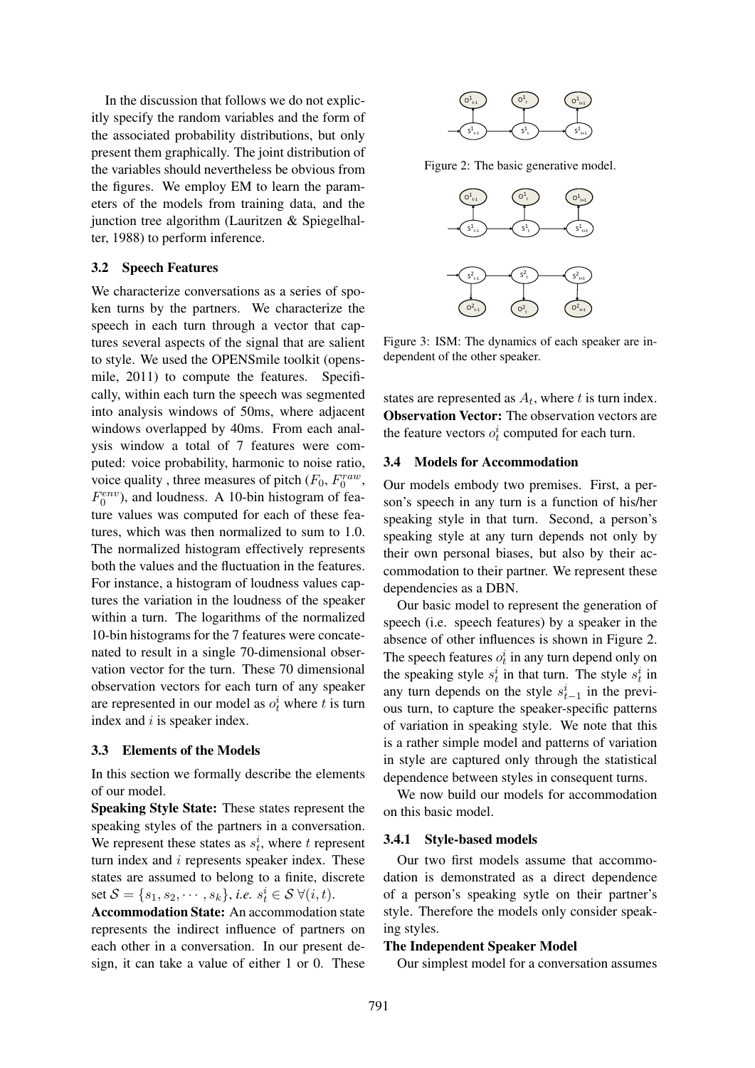In the discussion that follows we do not explicitly specify the random variables and the form of the associated probability distributions, but only present them graphically. The joint distribution of the variables should nevertheless be obvious from the figures. We employ EM to learn the parameters of the models from training data, and the junction tree algorithm (Lauritzen & Spiegelhalter, 1988) to perform inference.

### 3.2 Speech Features

We characterize conversations as a series of spoken turns by the partners. We characterize the speech in each turn through a vector that captures several aspects of the signal that are salient to style. We used the OPENSmile toolkit (opensmile, 2011) to compute the features. Specifically, within each turn the speech was segmented into analysis windows of 50ms, where adjacent windows overlapped by 40ms. From each analysis window a total of 7 features were computed: voice probability, harmonic to noise ratio, voice quality , three measures of pitch ($F_0$, $F_0^{raw}$, $F_0^{env}$), and loudness. A 10-bin histogram of feature values was computed for each of these features, which was then normalized to sum to 1.0. The normalized histogram effectively represents both the values and the fluctuation in the features. For instance, a histogram of loudness values captures the variation in the loudness of the speaker within a turn. The logarithms of the normalized 10-bin histograms for the 7 features were concatenated to result in a single 70-dimensional observation vector for the turn. These 70 dimensional observation vectors for each turn of any speaker are represented in our model as $o_t^i$ where $t$ is turn index and $i$ is speaker index.

### 3.3 Elements of the Models

In this section we formally describe the elements of our model.

**Speaking Style State:** These states represent the speaking styles of the partners in a conversation. We represent these states as $s_t^i$, where $t$ represent turn index and $i$ represents speaker index. These states are assumed to belong to a finite, discrete set $\mathcal{S} = \{s_1, s_2, \cdots, s_k\}$, *i.e.* $s_t^i \in \mathcal{S} \; \forall (i, t)$.

**Accommodation State:** An accommodation state represents the indirect influence of partners on each other in a conversation. In our present design, it can take a value of either 1 or 0. These states are represented as $A_t$, where $t$ is turn index.

**Observation Vector:** The observation vectors are the feature vectors $o_t^i$ computed for each turn.

Figure 2: The basic generative model.

Figure 3: ISM: The dynamics of each speaker are independent of the other speaker.

### 3.4 Models for Accommodation

Our models embody two premises. First, a person's speech in any turn is a function of his/her speaking style in that turn. Second, a person's speaking style at any turn depends not only by their own personal biases, but also by their accommodation to their partner. We represent these dependencies as a DBN.

Our basic model to represent the generation of speech (i.e. speech features) by a speaker in the absence of other influences is shown in Figure 2. The speech features $o_t^i$ in any turn depend only on the speaking style $s_t^i$ in that turn. The style $s_t^i$ in any turn depends on the style $s_{t-1}^i$ in the previous turn, to capture the speaker-specific patterns of variation in speaking style. We note that this is a rather simple model and patterns of variation in style are captured only through the statistical dependence between styles in consequent turns.

We now build our models for accommodation on this basic model.

#### 3.4.1 Style-based models

Our two first models assume that accommodation is demonstrated as a direct dependence of a person's speaking sytle on their partner's style. Therefore the models only consider speaking styles.

**The Independent Speaker Model**

Our simplest model for a conversation assumes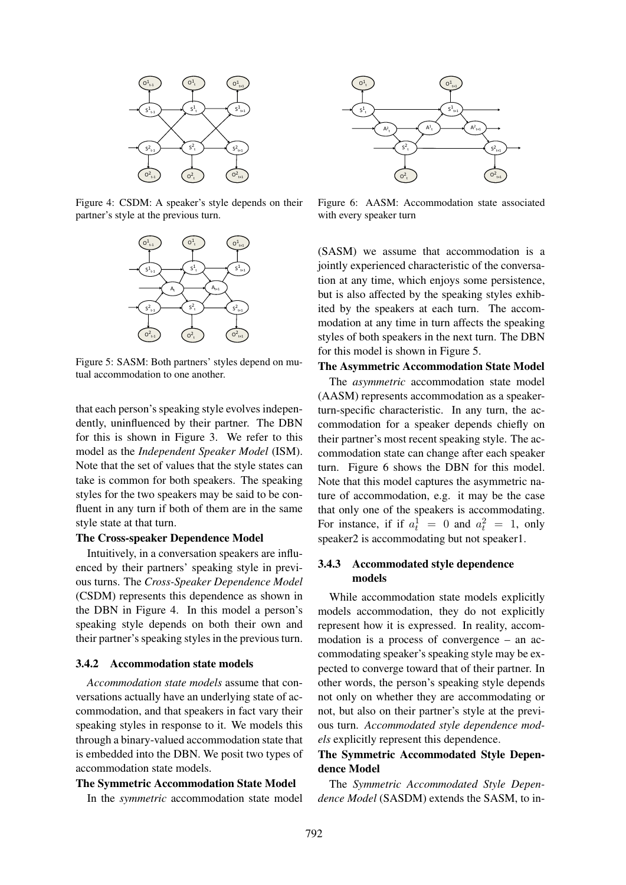Figure 4: CSDM: A speaker's style depends on their partner's style at the previous turn.

Figure 5: SASM: Both partners' styles depend on mutual accommodation to one another.

that each person's speaking style evolves independently, uninfluenced by their partner. The DBN for this is shown in Figure 3. We refer to this model as the *Independent Speaker Model* (ISM). Note that the set of values that the style states can take is common for both speakers. The speaking styles for the two speakers may be said to be confluent in any turn if both of them are in the same style state at that turn.

**The Cross-speaker Dependence Model**

Intuitively, in a conversation speakers are influenced by their partners' speaking style in previous turns. The *Cross-Speaker Dependence Model* (CSDM) represents this dependence as shown in the DBN in Figure 4. In this model a person's speaking style depends on both their own and their partner's speaking styles in the previous turn.

### 3.4.2 Accommodation state models

*Accommodation state models* assume that conversations actually have an underlying state of accommodation, and that speakers in fact vary their speaking styles in response to it. We models this through a binary-valued accommodation state that is embedded into the DBN. We posit two types of accommodation state models.

**The Symmetric Accommodation State Model**

In the *symmetric* accommodation state model (SASM) we assume that accommodation is a jointly experienced characteristic of the conversation at any time, which enjoys some persistence, but is also affected by the speaking styles exhibited by the speakers at each turn. The accommodation at any time in turn affects the speaking styles of both speakers in the next turn. The DBN for this model is shown in Figure 5.

Figure 6: AASM: Accommodation state associated with every speaker turn

**The Asymmetric Accommodation State Model**

The *asymmetric* accommodation state model (AASM) represents accommodation as a speaker-turn-specific characteristic. In any turn, the accommodation for a speaker depends chiefly on their partner's most recent speaking style. The accommodation state can change after each speaker turn. Figure 6 shows the DBN for this model. Note that this model captures the asymmetric nature of accommodation, e.g. it may be the case that only one of the speakers is accommodating. For instance, if if $a_t^1 = 0$ and $a_t^2 = 1$, only speaker2 is accommodating but not speaker1.

### 3.4.3 Accommodated style dependence models

While accommodation state models explicitly models accommodation, they do not explicitly represent how it is expressed. In reality, accommodation is a process of convergence – an accommodating speaker's speaking style may be expected to converge toward that of their partner. In other words, the person's speaking style depends not only on whether they are accommodating or not, but also on their partner's style at the previous turn. *Accommodated style dependence models* explicitly represent this dependence.

**The Symmetric Accommodated Style Dependence Model**

The *Symmetric Accommodated Style Dependence Model* (SASDM) extends the SASM, to in-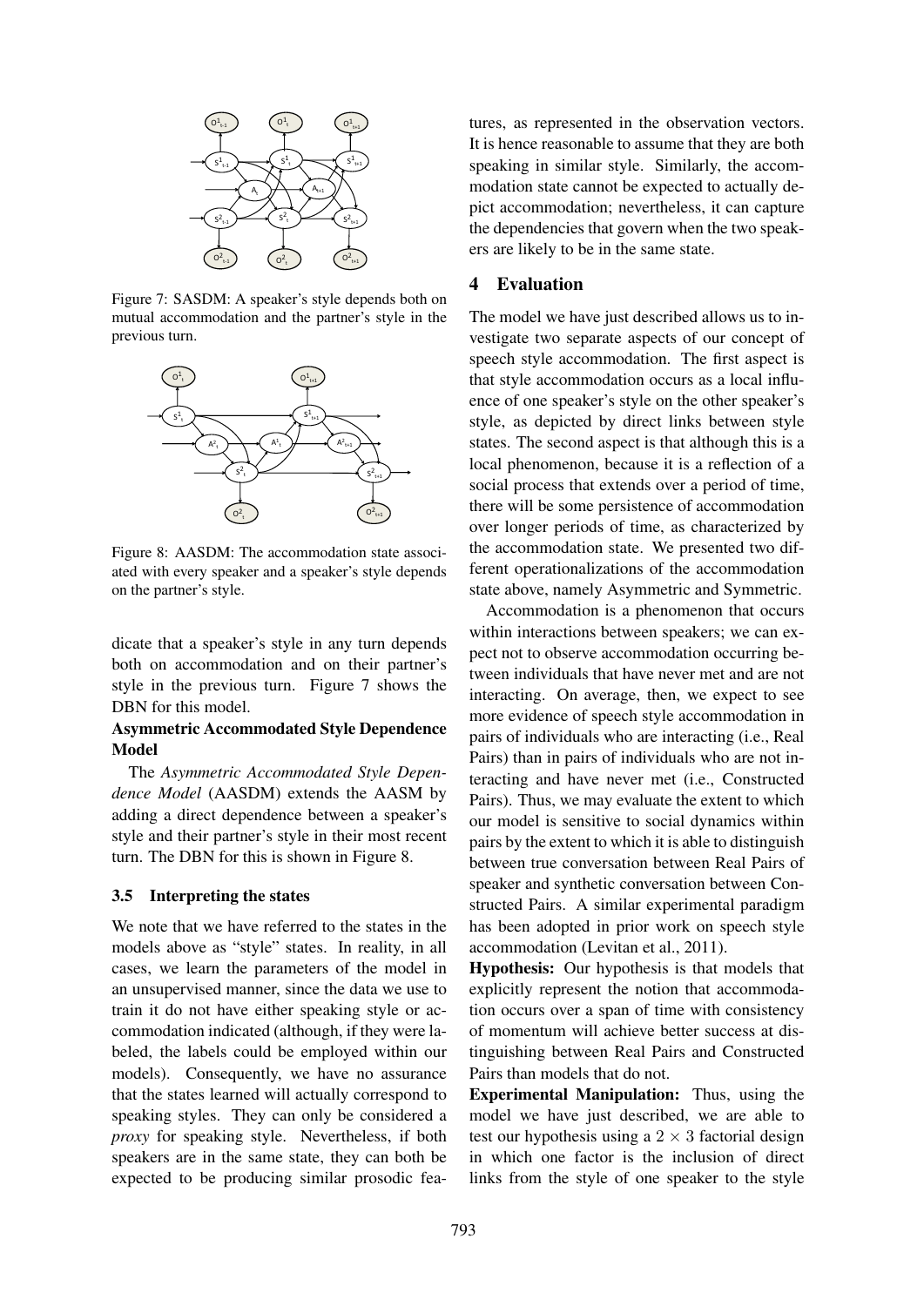Figure 7: SASDM: A speaker's style depends both on mutual accommodation and the partner's style in the previous turn.

Figure 8: AASDM: The accommodation state associated with every speaker and a speaker's style depends on the partner's style.

dicate that a speaker's style in any turn depends both on accommodation and on their partner's style in the previous turn. Figure 7 shows the DBN for this model.

**Asymmetric Accommodated Style Dependence Model**

The *Asymmetric Accommodated Style Dependence Model* (AASDM) extends the AASM by adding a direct dependence between a speaker's style and their partner's style in their most recent turn. The DBN for this is shown in Figure 8.

### 3.5 Interpreting the states

We note that we have referred to the states in the models above as "style" states. In reality, in all cases, we learn the parameters of the model in an unsupervised manner, since the data we use to train it do not have either speaking style or accommodation indicated (although, if they were labeled, the labels could be employed within our models). Consequently, we have no assurance that the states learned will actually correspond to speaking styles. They can only be considered a *proxy* for speaking style. Nevertheless, if both speakers are in the same state, they can both be expected to be producing similar prosodic features, as represented in the observation vectors. It is hence reasonable to assume that they are both speaking in similar style. Similarly, the accommodation state cannot be expected to actually depict accommodation; nevertheless, it can capture the dependencies that govern when the two speakers are likely to be in the same state.

## 4 Evaluation

The model we have just described allows us to investigate two separate aspects of our concept of speech style accommodation. The first aspect is that style accommodation occurs as a local influence of one speaker's style on the other speaker's style, as depicted by direct links between style states. The second aspect is that although this is a local phenomenon, because it is a reflection of a social process that extends over a period of time, there will be some persistence of accommodation over longer periods of time, as characterized by the accommodation state. We presented two different operationalizations of the accommodation state above, namely Asymmetric and Symmetric.

Accommodation is a phenomenon that occurs within interactions between speakers; we can expect not to observe accommodation occurring between individuals that have never met and are not interacting. On average, then, we expect to see more evidence of speech style accommodation in pairs of individuals who are interacting (i.e., Real Pairs) than in pairs of individuals who are not interacting and have never met (i.e., Constructed Pairs). Thus, we may evaluate the extent to which our model is sensitive to social dynamics within pairs by the extent to which it is able to distinguish between true conversation between Real Pairs of speaker and synthetic conversation between Constructed Pairs. A similar experimental paradigm has been adopted in prior work on speech style accommodation (Levitan et al., 2011).

**Hypothesis:** Our hypothesis is that models that explicitly represent the notion that accommodation occurs over a span of time with consistency of momentum will achieve better success at distinguishing between Real Pairs and Constructed Pairs than models that do not.

**Experimental Manipulation:** Thus, using the model we have just described, we are able to test our hypothesis using a $2 \times 3$ factorial design in which one factor is the inclusion of direct links from the style of one speaker to the style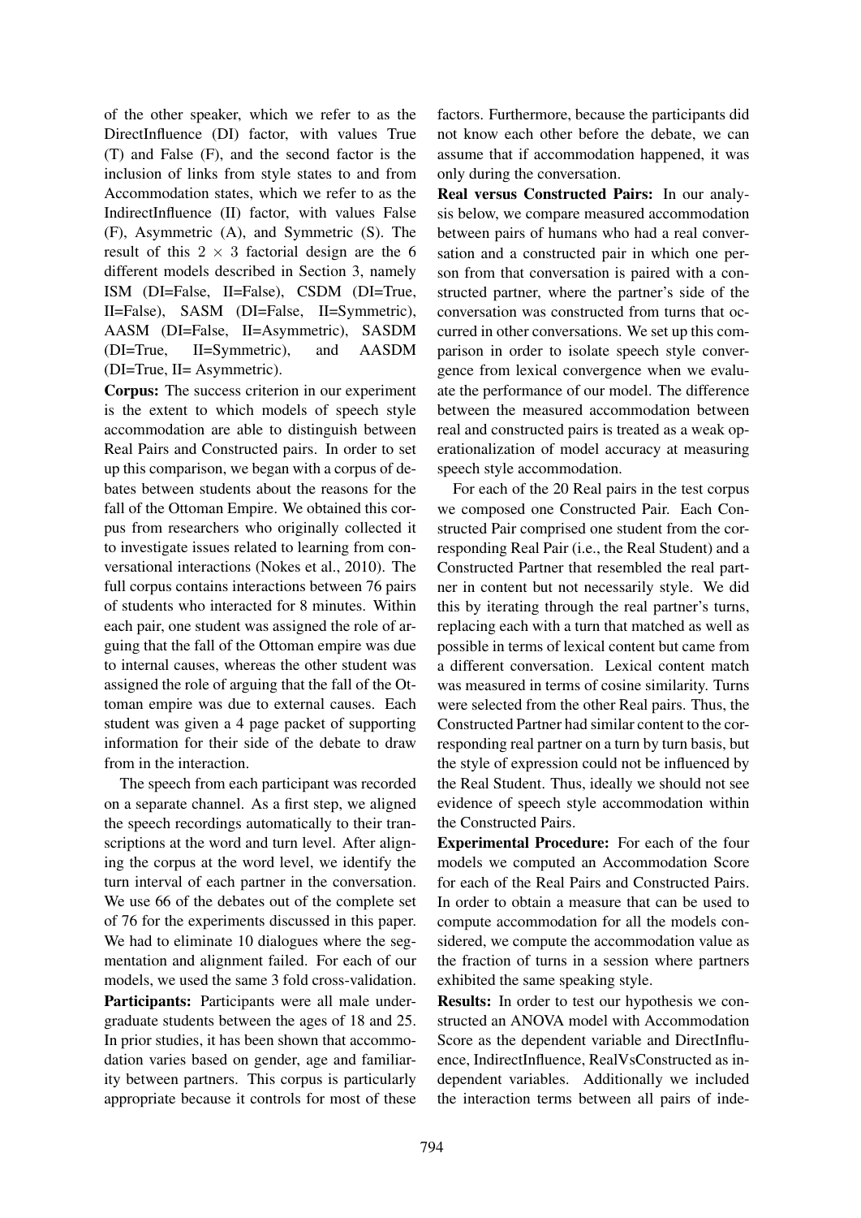of the other speaker, which we refer to as the DirectInfluence (DI) factor, with values True (T) and False (F), and the second factor is the inclusion of links from style states to and from Accommodation states, which we refer to as the IndirectInfluence (II) factor, with values False (F), Asymmetric (A), and Symmetric (S). The result of this $2 \times 3$ factorial design are the 6 different models described in Section 3, namely ISM (DI=False, II=False), CSDM (DI=True, II=False), SASM (DI=False, II=Symmetric), AASM (DI=False, II=Asymmetric), SASDM (DI=True, II=Symmetric), and AASDM (DI=True, II= Asymmetric).

**Corpus:** The success criterion in our experiment is the extent to which models of speech style accommodation are able to distinguish between Real Pairs and Constructed pairs. In order to set up this comparison, we began with a corpus of debates between students about the reasons for the fall of the Ottoman Empire. We obtained this corpus from researchers who originally collected it to investigate issues related to learning from conversational interactions (Nokes et al., 2010). The full corpus contains interactions between 76 pairs of students who interacted for 8 minutes. Within each pair, one student was assigned the role of arguing that the fall of the Ottoman empire was due to internal causes, whereas the other student was assigned the role of arguing that the fall of the Ottoman empire was due to external causes. Each student was given a 4 page packet of supporting information for their side of the debate to draw from in the interaction.

The speech from each participant was recorded on a separate channel. As a first step, we aligned the speech recordings automatically to their transcriptions at the word and turn level. After aligning the corpus at the word level, we identify the turn interval of each partner in the conversation. We use 66 of the debates out of the complete set of 76 for the experiments discussed in this paper. We had to eliminate 10 dialogues where the segmentation and alignment failed. For each of our models, we used the same 3 fold cross-validation.

**Participants:** Participants were all male undergraduate students between the ages of 18 and 25. In prior studies, it has been shown that accommodation varies based on gender, age and familiarity between partners. This corpus is particularly appropriate because it controls for most of these factors. Furthermore, because the participants did not know each other before the debate, we can assume that if accommodation happened, it was only during the conversation.

**Real versus Constructed Pairs:** In our analysis below, we compare measured accommodation between pairs of humans who had a real conversation and a constructed pair in which one person from that conversation is paired with a constructed partner, where the partner's side of the conversation was constructed from turns that occurred in other conversations. We set up this comparison in order to isolate speech style convergence from lexical convergence when we evaluate the performance of our model. The difference between the measured accommodation between real and constructed pairs is treated as a weak operationalization of model accuracy at measuring speech style accommodation.

For each of the 20 Real pairs in the test corpus we composed one Constructed Pair. Each Constructed Pair comprised one student from the corresponding Real Pair (i.e., the Real Student) and a Constructed Partner that resembled the real partner in content but not necessarily style. We did this by iterating through the real partner's turns, replacing each with a turn that matched as well as possible in terms of lexical content but came from a different conversation. Lexical content match was measured in terms of cosine similarity. Turns were selected from the other Real pairs. Thus, the Constructed Partner had similar content to the corresponding real partner on a turn by turn basis, but the style of expression could not be influenced by the Real Student. Thus, ideally we should not see evidence of speech style accommodation within the Constructed Pairs.

**Experimental Procedure:** For each of the four models we computed an Accommodation Score for each of the Real Pairs and Constructed Pairs. In order to obtain a measure that can be used to compute accommodation for all the models considered, we compute the accommodation value as the fraction of turns in a session where partners exhibited the same speaking style.

**Results:** In order to test our hypothesis we constructed an ANOVA model with Accommodation Score as the dependent variable and DirectInfluence, IndirectInfluence, RealVsConstructed as independent variables. Additionally we included the interaction terms between all pairs of inde-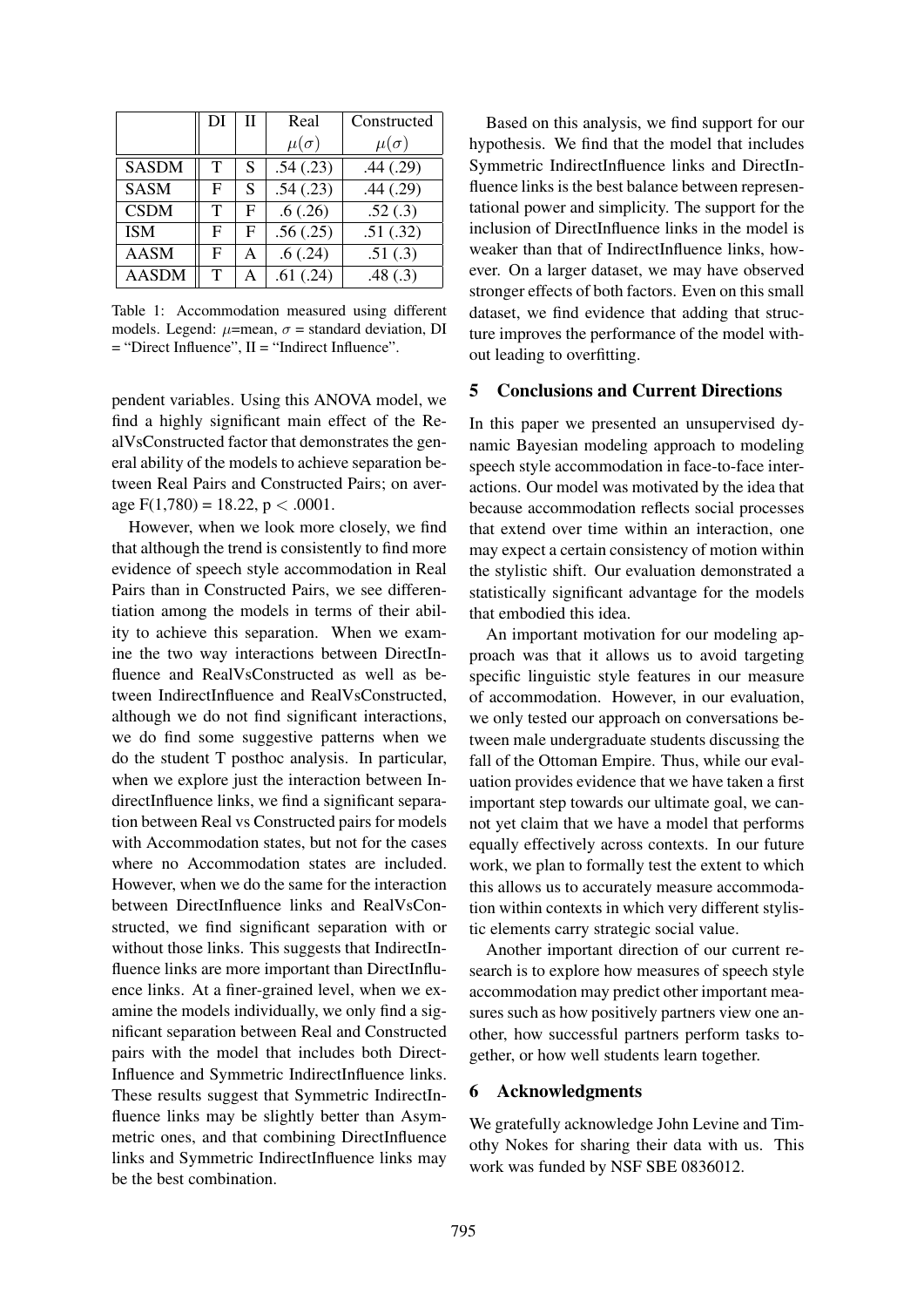|  | DI | II | Real | Constructed |
|---|---|---|---|---|
|  |  |  | $\mu(\sigma)$ | $\mu(\sigma)$ |
| SASDM | T | S | .54 (.23) | .44 (.29) |
| SASM | F | S | .54 (.23) | .44 (.29) |
| CSDM | T | F | .6 (.26) | .52 (.3) |
| ISM | F | F | .56 (.25) | .51 (.32) |
| AASM | F | A | .6 (.24) | .51 (.3) |
| AASDM | T | A | .61 (.24) | .48 (.3) |

Table 1: Accommodation measured using different models. Legend: $\mu$=mean, $\sigma$ = standard deviation, DI = "Direct Influence", II = "Indirect Influence".

pendent variables. Using this ANOVA model, we find a highly significant main effect of the RealVsConstructed factor that demonstrates the general ability of the models to achieve separation between Real Pairs and Constructed Pairs; on average $F(1,780) = 18.22$, $p < .0001$.

However, when we look more closely, we find that although the trend is consistently to find more evidence of speech style accommodation in Real Pairs than in Constructed Pairs, we see differentiation among the models in terms of their ability to achieve this separation. When we examine the two way interactions between DirectInfluence and RealVsConstructed as well as between IndirectInfluence and RealVsConstructed, although we do not find significant interactions, we do find some suggestive patterns when we do the student T posthoc analysis. In particular, when we explore just the interaction between IndirectInfluence links, we find a significant separation between Real vs Constructed pairs for models with Accommodation states, but not for the cases where no Accommodation states are included. However, when we do the same for the interaction between DirectInfluence links and RealVsConstructed, we find significant separation with or without those links. This suggests that IndirectInfluence links are more important than DirectInfluence links. At a finer-grained level, when we examine the models individually, we only find a significant separation between Real and Constructed pairs with the model that includes both DirectInfluence and Symmetric IndirectInfluence links. These results suggest that Symmetric IndirectInfluence links may be slightly better than Asymmetric ones, and that combining DirectInfluence links and Symmetric IndirectInfluence links may be the best combination.

Based on this analysis, we find support for our hypothesis. We find that the model that includes Symmetric IndirectInfluence links and DirectInfluence links is the best balance between representational power and simplicity. The support for the inclusion of DirectInfluence links in the model is weaker than that of IndirectInfluence links, however. On a larger dataset, we may have observed stronger effects of both factors. Even on this small dataset, we find evidence that adding that structure improves the performance of the model without leading to overfitting.

## 5 Conclusions and Current Directions

In this paper we presented an unsupervised dynamic Bayesian modeling approach to modeling speech style accommodation in face-to-face interactions. Our model was motivated by the idea that because accommodation reflects social processes that extend over time within an interaction, one may expect a certain consistency of motion within the stylistic shift. Our evaluation demonstrated a statistically significant advantage for the models that embodied this idea.

An important motivation for our modeling approach was that it allows us to avoid targeting specific linguistic style features in our measure of accommodation. However, in our evaluation, we only tested our approach on conversations between male undergraduate students discussing the fall of the Ottoman Empire. Thus, while our evaluation provides evidence that we have taken a first important step towards our ultimate goal, we cannot yet claim that we have a model that performs equally effectively across contexts. In our future work, we plan to formally test the extent to which this allows us to accurately measure accommodation within contexts in which very different stylistic elements carry strategic social value.

Another important direction of our current research is to explore how measures of speech style accommodation may predict other important measures such as how positively partners view one another, how successful partners perform tasks together, or how well students learn together.

## 6 Acknowledgments

We gratefully acknowledge John Levine and Timothy Nokes for sharing their data with us. This work was funded by NSF SBE 0836012.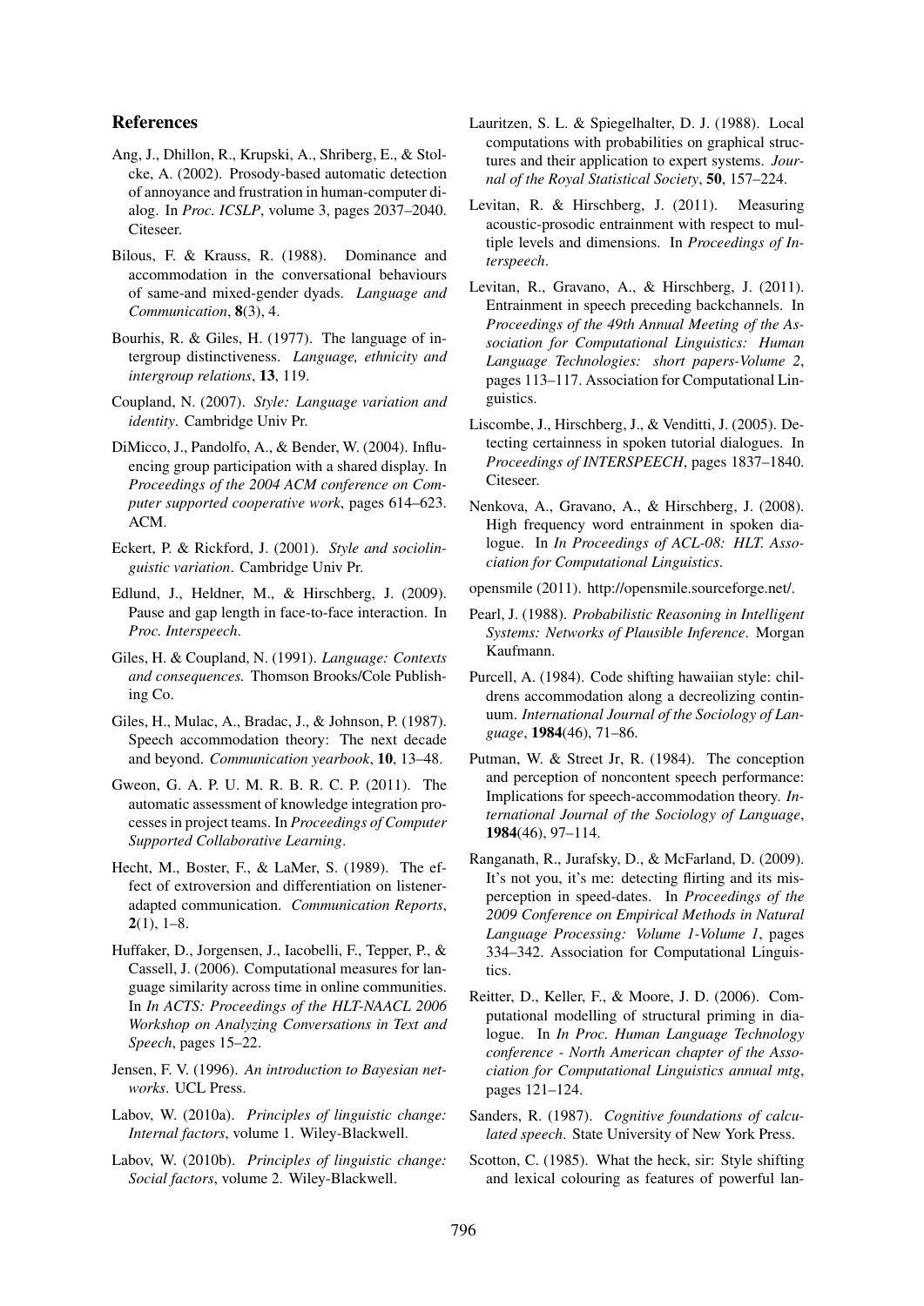## References

Ang, J., Dhillon, R., Krupski, A., Shriberg, E., & Stolcke, A. (2002). Prosody-based automatic detection of annoyance and frustration in human-computer dialog. In *Proc. ICSLP*, volume 3, pages 2037–2040. Citeseer.

Bilous, F. & Krauss, R. (1988). Dominance and accommodation in the conversational behaviours of same-and mixed-gender dyads. *Language and Communication*, **8**(3), 4.

Bourhis, R. & Giles, H. (1977). The language of intergroup distinctiveness. *Language, ethnicity and intergroup relations*, **13**, 119.

Coupland, N. (2007). *Style: Language variation and identity*. Cambridge Univ Pr.

DiMicco, J., Pandolfo, A., & Bender, W. (2004). Influencing group participation with a shared display. In *Proceedings of the 2004 ACM conference on Computer supported cooperative work*, pages 614–623. ACM.

Eckert, P. & Rickford, J. (2001). *Style and sociolinguistic variation*. Cambridge Univ Pr.

Edlund, J., Heldner, M., & Hirschberg, J. (2009). Pause and gap length in face-to-face interaction. In *Proc. Interspeech*.

Giles, H. & Coupland, N. (1991). *Language: Contexts and consequences.* Thomson Brooks/Cole Publishing Co.

Giles, H., Mulac, A., Bradac, J., & Johnson, P. (1987). Speech accommodation theory: The next decade and beyond. *Communication yearbook*, **10**, 13–48.

Gweon, G. A. P. U. M. R. B. R. C. P. (2011). The automatic assessment of knowledge integration processes in project teams. In *Proceedings of Computer Supported Collaborative Learning*.

Hecht, M., Boster, F., & LaMer, S. (1989). The effect of extroversion and differentiation on listener-adapted communication. *Communication Reports*, **2**(1), 1–8.

Huffaker, D., Jorgensen, J., Iacobelli, F., Tepper, P., & Cassell, J. (2006). Computational measures for language similarity across time in online communities. In *In ACTS: Proceedings of the HLT-NAACL 2006 Workshop on Analyzing Conversations in Text and Speech*, pages 15–22.

Jensen, F. V. (1996). *An introduction to Bayesian networks*. UCL Press.

Labov, W. (2010a). *Principles of linguistic change: Internal factors*, volume 1. Wiley-Blackwell.

Labov, W. (2010b). *Principles of linguistic change: Social factors*, volume 2. Wiley-Blackwell.

Lauritzen, S. L. & Spiegelhalter, D. J. (1988). Local computations with probabilities on graphical structures and their application to expert systems. *Journal of the Royal Statistical Society*, **50**, 157–224.

Levitan, R. & Hirschberg, J. (2011). Measuring acoustic-prosodic entrainment with respect to multiple levels and dimensions. In *Proceedings of Interspeech*.

Levitan, R., Gravano, A., & Hirschberg, J. (2011). Entrainment in speech preceding backchannels. In *Proceedings of the 49th Annual Meeting of the Association for Computational Linguistics: Human Language Technologies: short papers-Volume 2*, pages 113–117. Association for Computational Linguistics.

Liscombe, J., Hirschberg, J., & Venditti, J. (2005). Detecting certainness in spoken tutorial dialogues. In *Proceedings of INTERSPEECH*, pages 1837–1840. Citeseer.

Nenkova, A., Gravano, A., & Hirschberg, J. (2008). High frequency word entrainment in spoken dialogue. In *In Proceedings of ACL-08: HLT. Association for Computational Linguistics*.

opensmile (2011). http://opensmile.sourceforge.net/.

Pearl, J. (1988). *Probabilistic Reasoning in Intelligent Systems: Networks of Plausible Inference*. Morgan Kaufmann.

Purcell, A. (1984). Code shifting hawaiian style: childrens accommodation along a decreolizing continuum. *International Journal of the Sociology of Language*, **1984**(46), 71–86.

Putman, W. & Street Jr, R. (1984). The conception and perception of noncontent speech performance: Implications for speech-accommodation theory. *International Journal of the Sociology of Language*, **1984**(46), 97–114.

Ranganath, R., Jurafsky, D., & McFarland, D. (2009). It's not you, it's me: detecting flirting and its misperception in speed-dates. In *Proceedings of the 2009 Conference on Empirical Methods in Natural Language Processing: Volume 1-Volume 1*, pages 334–342. Association for Computational Linguistics.

Reitter, D., Keller, F., & Moore, J. D. (2006). Computational modelling of structural priming in dialogue. In *In Proc. Human Language Technology conference - North American chapter of the Association for Computational Linguistics annual mtg*, pages 121–124.

Sanders, R. (1987). *Cognitive foundations of calculated speech*. State University of New York Press.

Scotton, C. (1985). What the heck, sir: Style shifting and lexical colouring as features of powerful lan-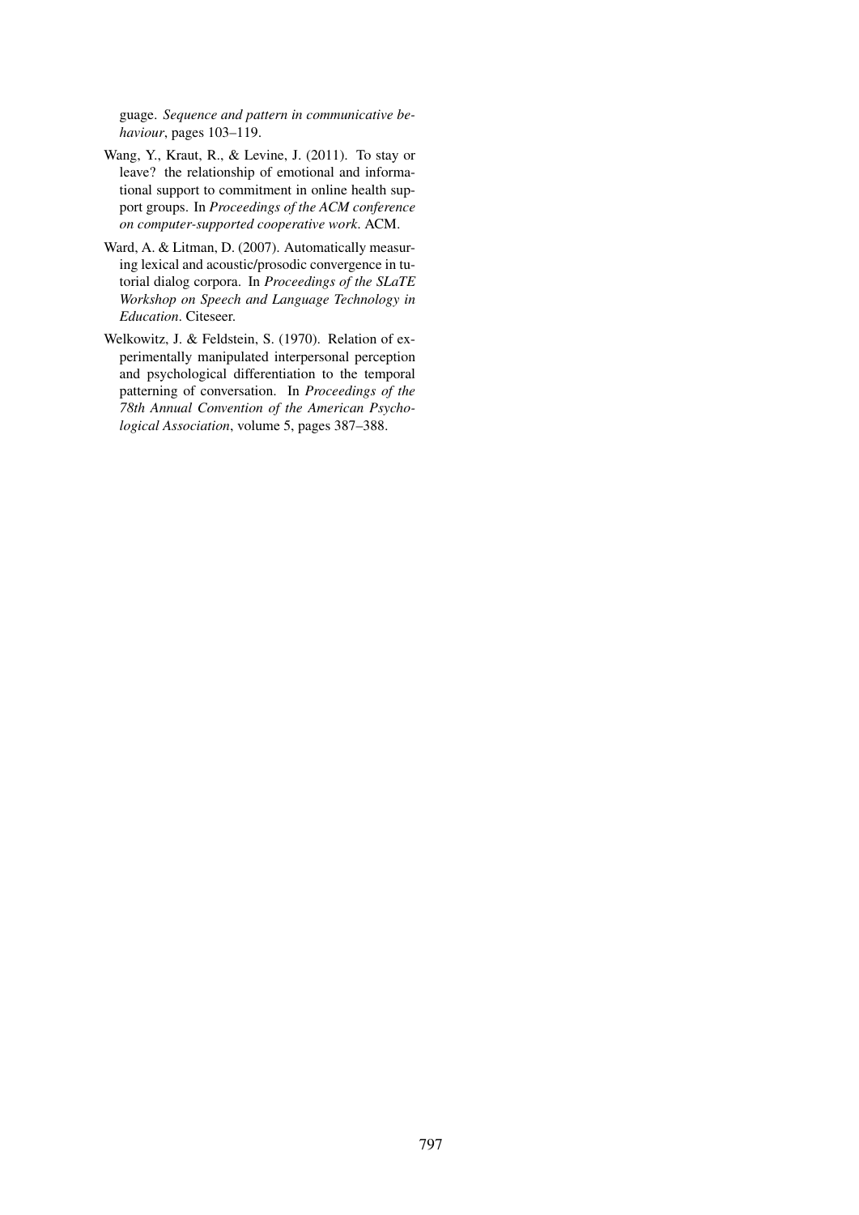guage. *Sequence and pattern in communicative behaviour*, pages 103–119.

Wang, Y., Kraut, R., & Levine, J. (2011). To stay or leave? the relationship of emotional and informational support to commitment in online health support groups. In *Proceedings of the ACM conference on computer-supported cooperative work*. ACM.

Ward, A. & Litman, D. (2007). Automatically measuring lexical and acoustic/prosodic convergence in tutorial dialog corpora. In *Proceedings of the SLaTE Workshop on Speech and Language Technology in Education*. Citeseer.

Welkowitz, J. & Feldstein, S. (1970). Relation of experimentally manipulated interpersonal perception and psychological differentiation to the temporal patterning of conversation. In *Proceedings of the 78th Annual Convention of the American Psychological Association*, volume 5, pages 387–388.